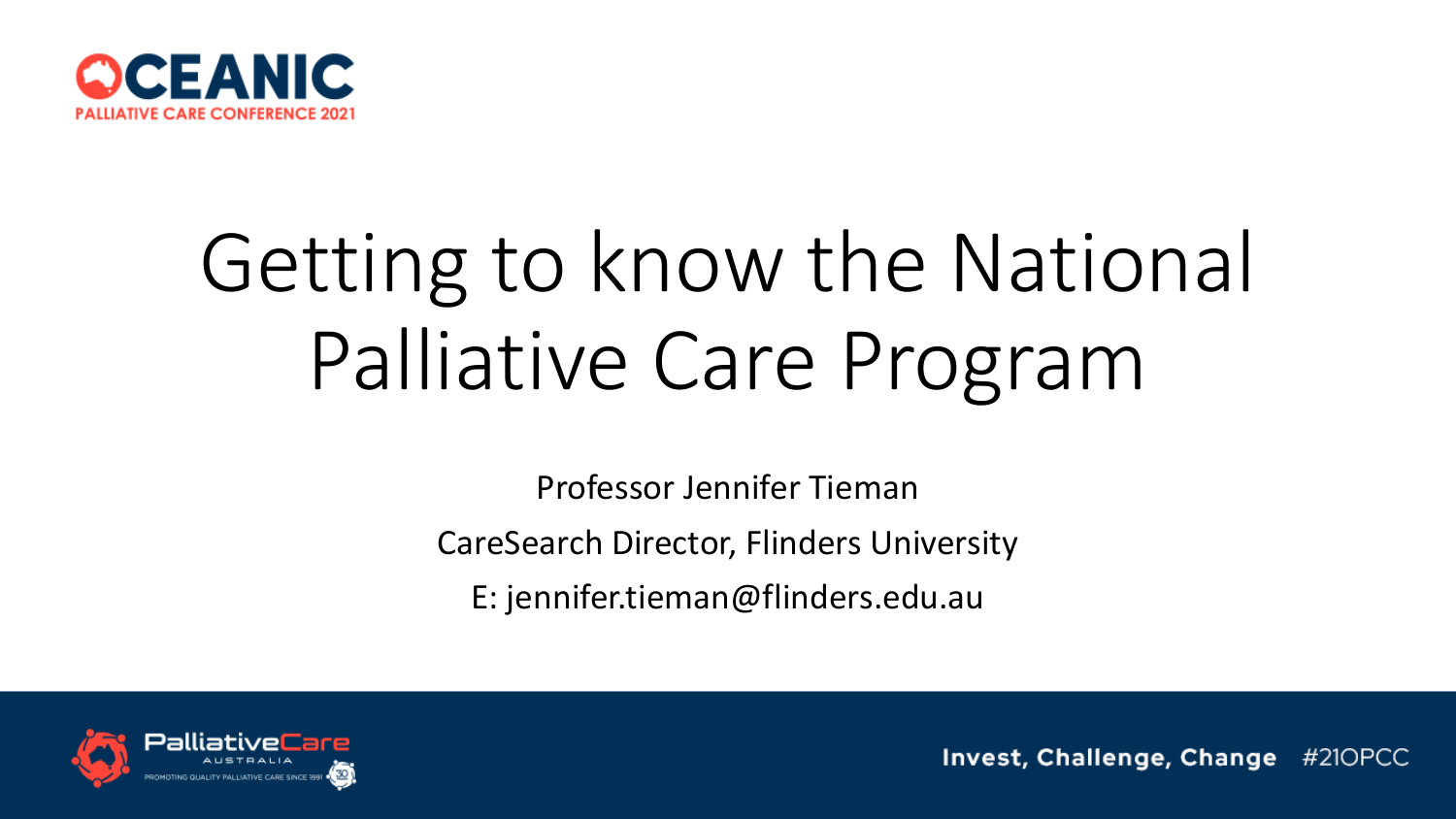OCEANIC PALLIATIVE CARE CONFERENCE 2021

# Getting to know the National Palliative Care Program

Professor Jennifer Tieman

CareSearch Director, Flinders University

E: jennifer.tieman@flinders.edu.au

PalliativeCare AUSTRALIA — PROMOTING QUALITY PALLIATIVE CARE SINCE 1991

Invest, Challenge, Change #21OPCC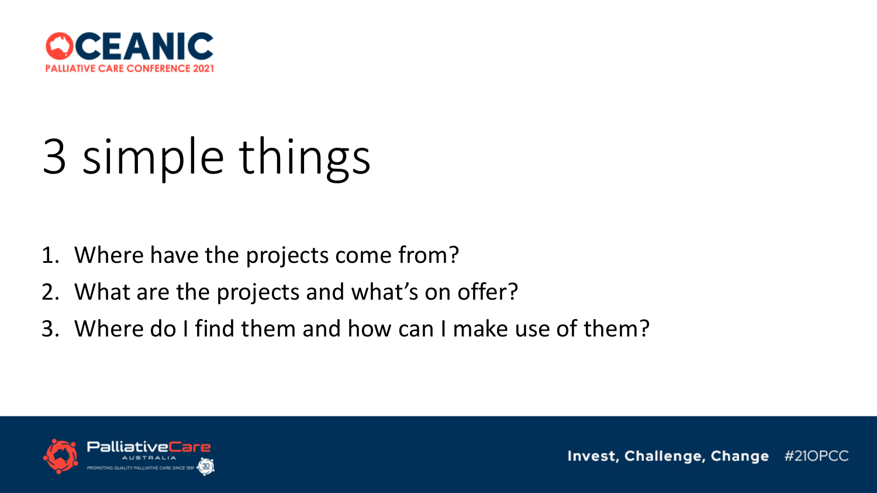# 3 simple things

1. Where have the projects come from?
2. What are the projects and what's on offer?
3. Where do I find them and how can I make use of them?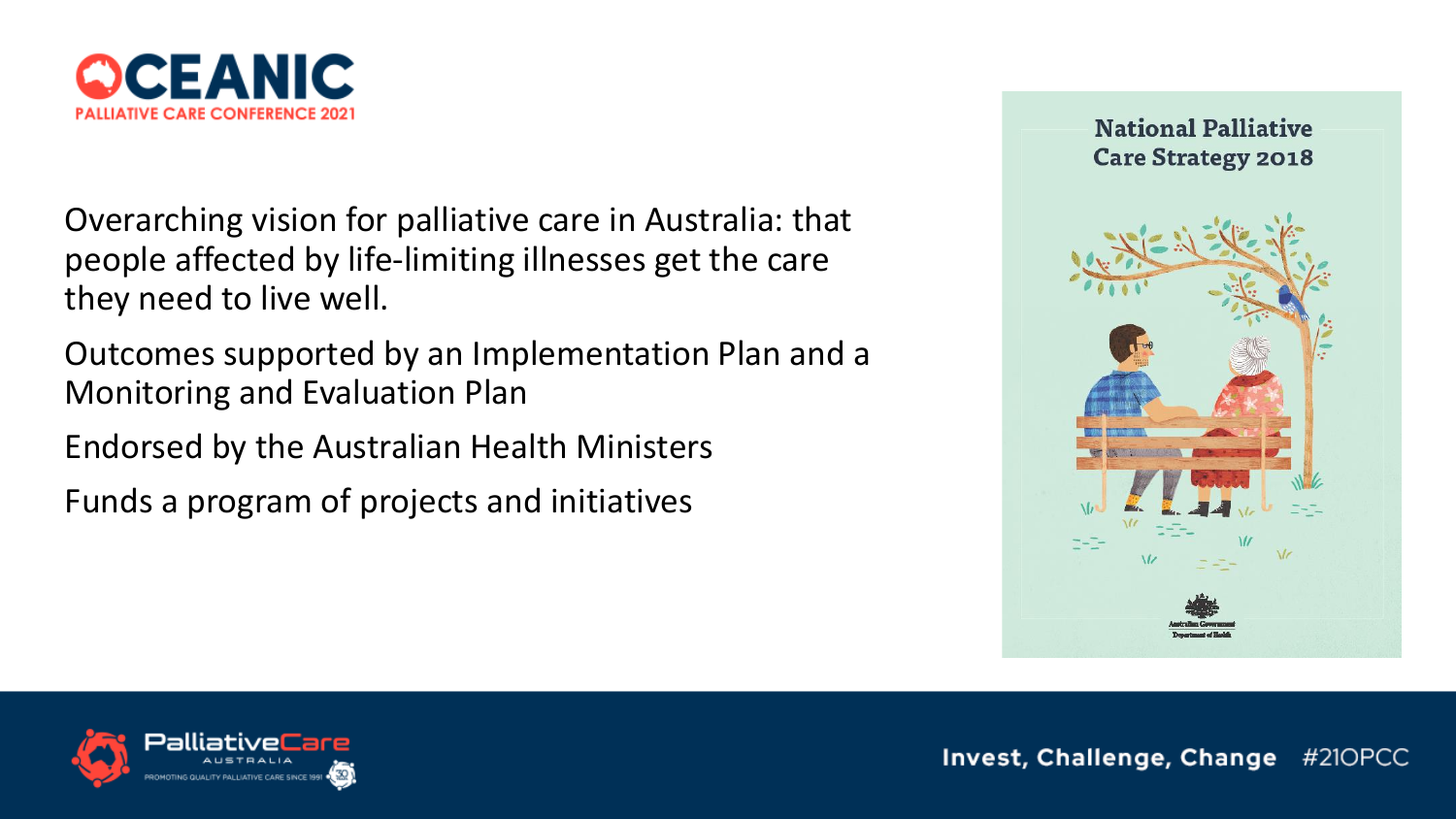Overarching vision for palliative care in Australia: that people affected by life-limiting illnesses get the care they need to live well.

Outcomes supported by an Implementation Plan and a Monitoring and Evaluation Plan

Endorsed by the Australian Health Ministers

Funds a program of projects and initiatives

National Palliative Care Strategy 2018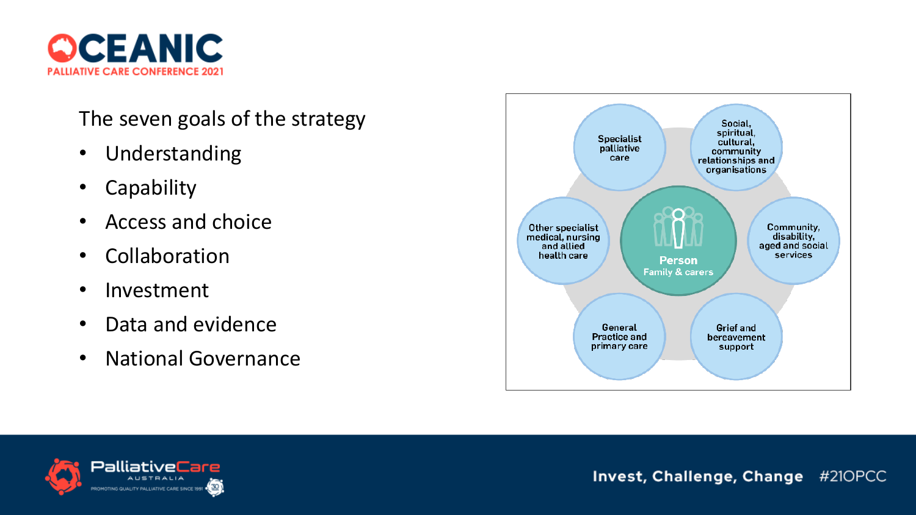The seven goals of the strategy

- Understanding
- Capability
- Access and choice
- Collaboration
- Investment
- Data and evidence
- National Governance

Specialist palliative care

Social, spiritual, cultural, community relationships and organisations

Other specialist medical, nursing and allied health care

**Person**
Family & carers

Community, disability, aged and social services

General Practice and primary care

Grief and bereavement support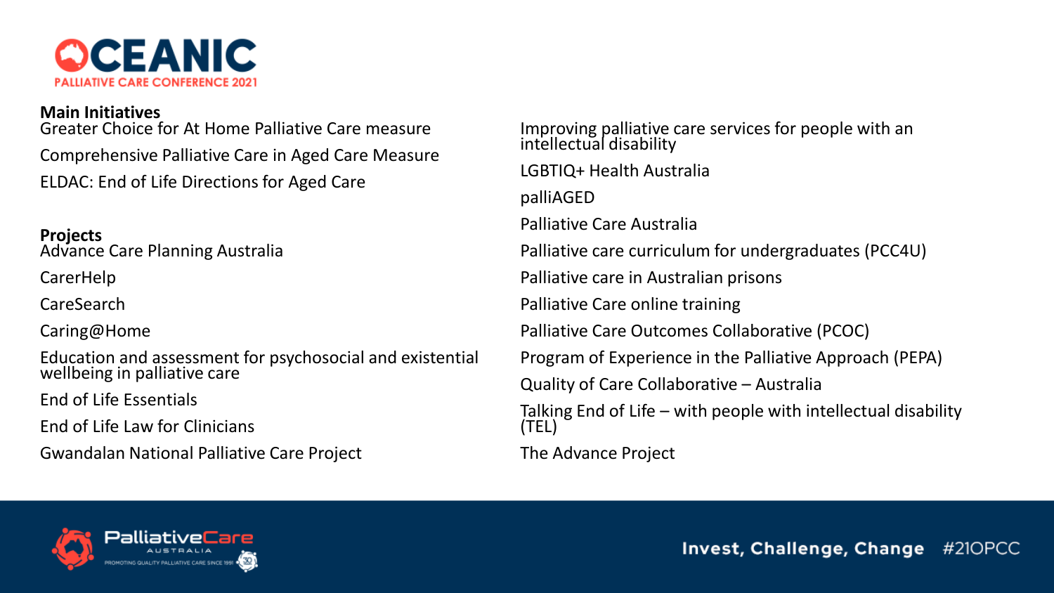**Main Initiatives**

Greater Choice for At Home Palliative Care measure

Comprehensive Palliative Care in Aged Care Measure

ELDAC: End of Life Directions for Aged Care

**Projects**

Advance Care Planning Australia

CarerHelp

CareSearch

Caring@Home

Education and assessment for psychosocial and existential wellbeing in palliative care

End of Life Essentials

End of Life Law for Clinicians

Gwandalan National Palliative Care Project

Improving palliative care services for people with an intellectual disability

LGBTIQ+ Health Australia

palliAGED

Palliative Care Australia

Palliative care curriculum for undergraduates (PCC4U)

Palliative care in Australian prisons

Palliative Care online training

Palliative Care Outcomes Collaborative (PCOC)

Program of Experience in the Palliative Approach (PEPA)

Quality of Care Collaborative – Australia

Talking End of Life – with people with intellectual disability (TEL)

The Advance Project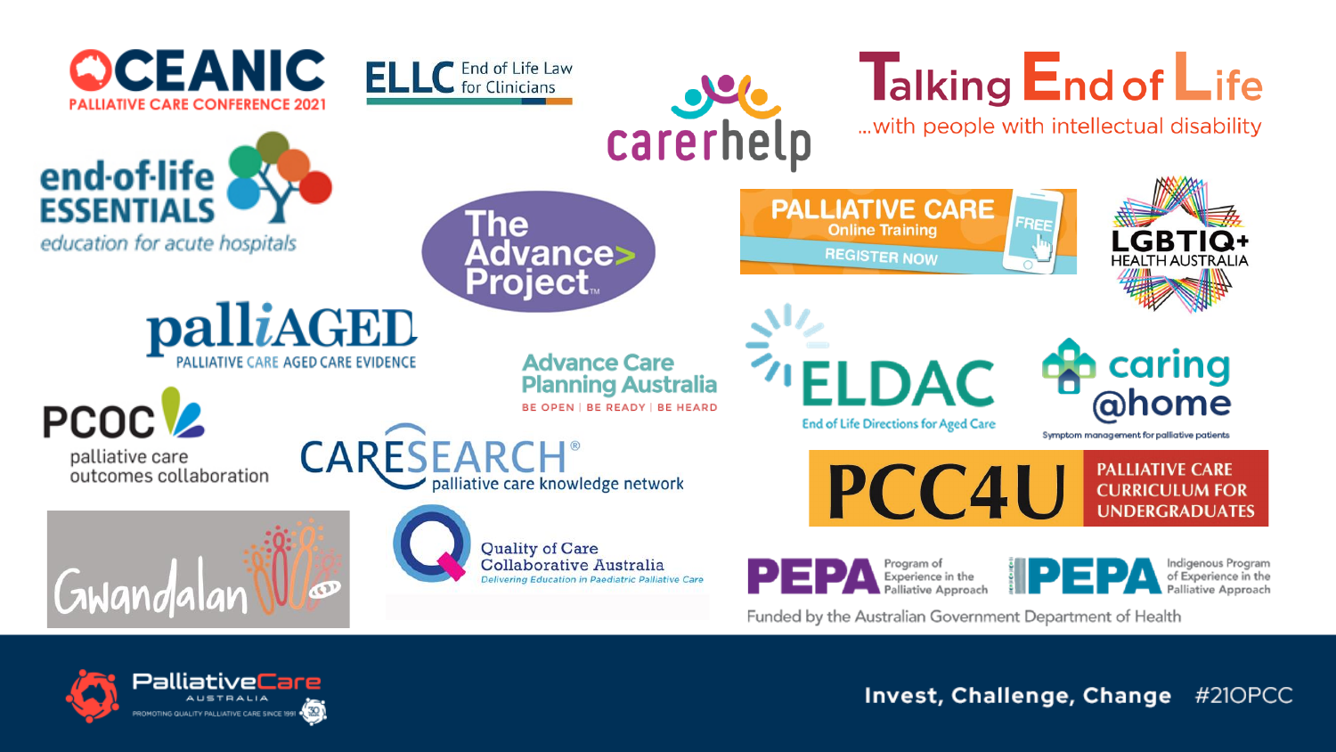OCEANIC PALLIATIVE CARE CONFERENCE 2021

ELLC End of Life Law for Clinicians

carerhelp

Talking End of Life ...with people with intellectual disability

end-of-life ESSENTIALS education for acute hospitals

The Advance Project

PALLIATIVE CARE Online Training FREE REGISTER NOW

LGBTIQ+ HEALTH AUSTRALIA

palliAGED PALLIATIVE CARE AGED CARE EVIDENCE

Advance Care Planning Australia BE OPEN | BE READY | BE HEARD

ELDAC End of Life Directions for Aged Care

caring @home Symptom management for palliative patients

PCOC palliative care outcomes collaboration

CARESEARCH® palliative care knowledge network

PCC4U PALLIATIVE CARE CURRICULUM FOR UNDERGRADUATES

Gwandalan

Quality of Care Collaborative Australia Delivering Education in Paediatric Palliative Care

PEPA Program of Experience in the Palliative Approach

IPEPA Indigenous Program of Experience in the Palliative Approach

Funded by the Australian Government Department of Health

PalliativeCare AUSTRALIA PROMOTING QUALITY PALLIATIVE CARE SINCE 1991

Invest, Challenge, Change #21OPCC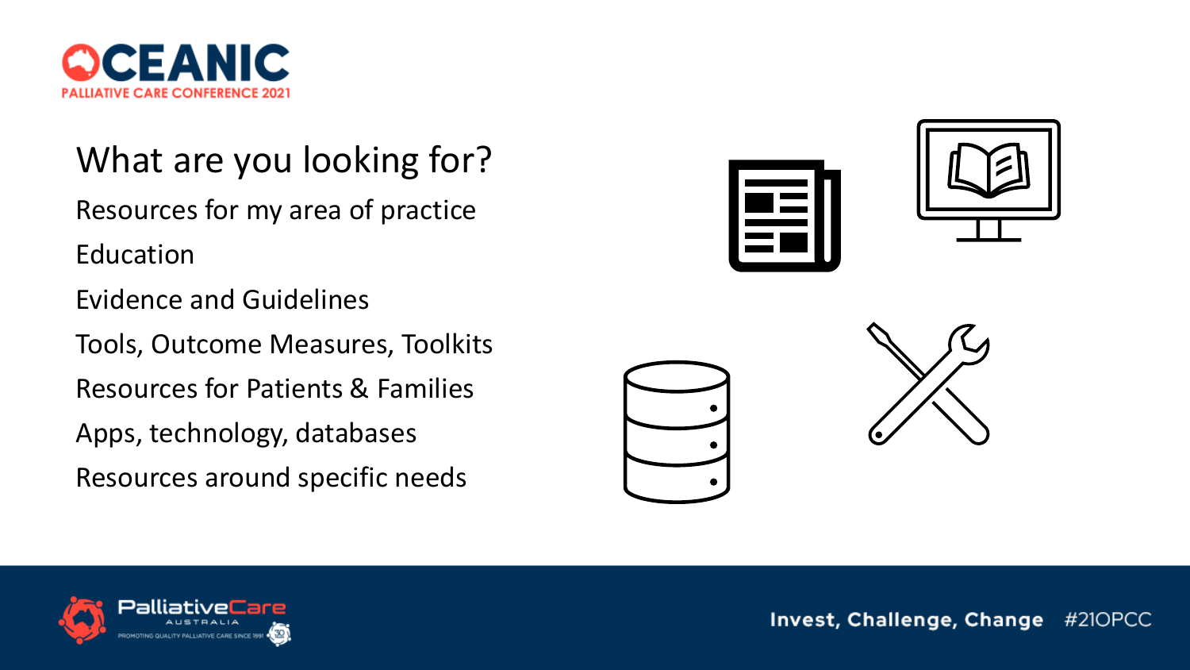# What are you looking for?

- Resources for my area of practice
- Education
- Evidence and Guidelines
- Tools, Outcome Measures, Toolkits
- Resources for Patients & Families
- Apps, technology, databases
- Resources around specific needs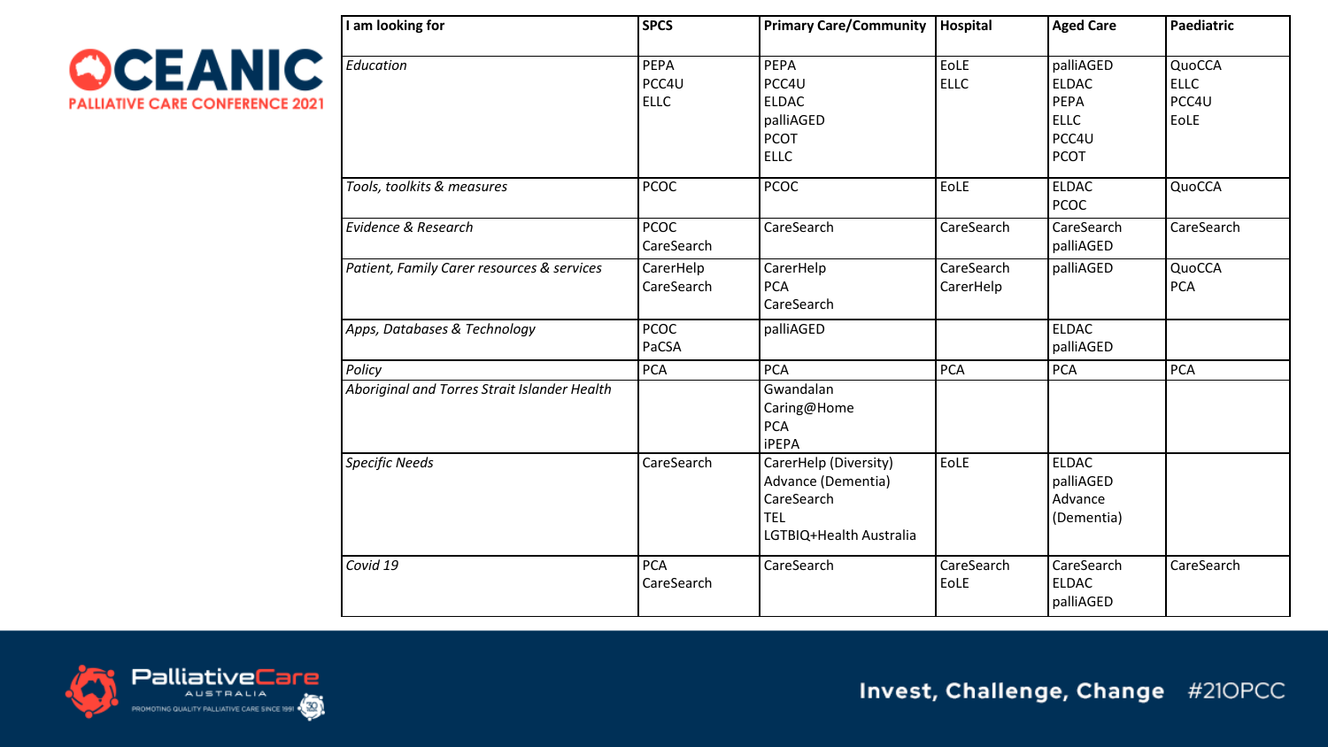| I am looking for | SPCS | Primary Care/Community | Hospital | Aged Care | Paediatric |
|---|---|---|---|---|---|
| *Education* | PEPA<br>PCC4U<br>ELLC | PEPA<br>PCC4U<br>ELDAC<br>palliAGED<br>PCOT<br>ELLC | EoLE<br>ELLC | palliAGED<br>ELDAC<br>PEPA<br>ELLC<br>PCC4U<br>PCOT | QuoCCA<br>ELLC<br>PCC4U<br>EoLE |
| *Tools, toolkits & measures* | PCOC | PCOC | EoLE | ELDAC<br>PCOC | QuoCCA |
| *Evidence & Research* | PCOC<br>CareSearch | CareSearch | CareSearch | CareSearch<br>palliAGED | CareSearch |
| *Patient, Family Carer resources & services* | CarerHelp<br>CareSearch | CarerHelp<br>PCA<br>CareSearch | CareSearch<br>CarerHelp | palliAGED | QuoCCA<br>PCA |
| *Apps, Databases & Technology* | PCOC<br>PaCSA | palliAGED | | ELDAC<br>palliAGED | |
| *Policy* | PCA | PCA | PCA | PCA | PCA |
| *Aboriginal and Torres Strait Islander Health* | | Gwandalan<br>Caring@Home<br>PCA<br>iPEPA | | | |
| *Specific Needs* | CareSearch | CarerHelp (Diversity)<br>Advance (Dementia)<br>CareSearch<br>TEL<br>LGTBIQ+Health Australia | EoLE | ELDAC<br>palliAGED<br>Advance (Dementia) | |
| *Covid 19* | PCA<br>CareSearch | CareSearch | CareSearch<br>EoLE | CareSearch<br>ELDAC<br>palliAGED | CareSearch |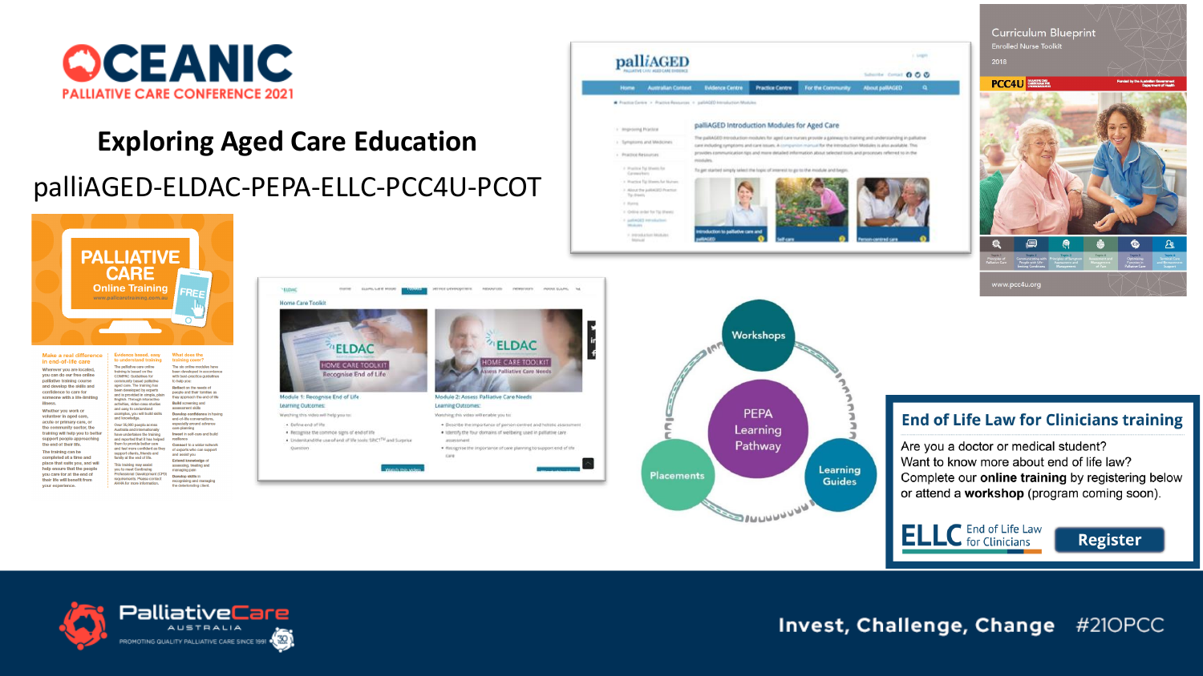# Exploring Aged Care Education

palliAGED-ELDAC-PEPA-ELLC-PCC4U-PCOT

## End of Life Law for Clinicians training

Are you a doctor or medical student?
Want to know more about end of life law?
Complete our **online training** by registering below or attend a **workshop** (program coming soon).

ELLC End of Life Law for Clinicians

Register

Workshops

PEPA Learning Pathway

Placements

Learning Guides

PALLIATIVE CARE Online Training

Curriculum Blueprint
Enrolled Nurse Toolkit
2018

www.pcc4u.org

Invest, Challenge, Change #21OPCC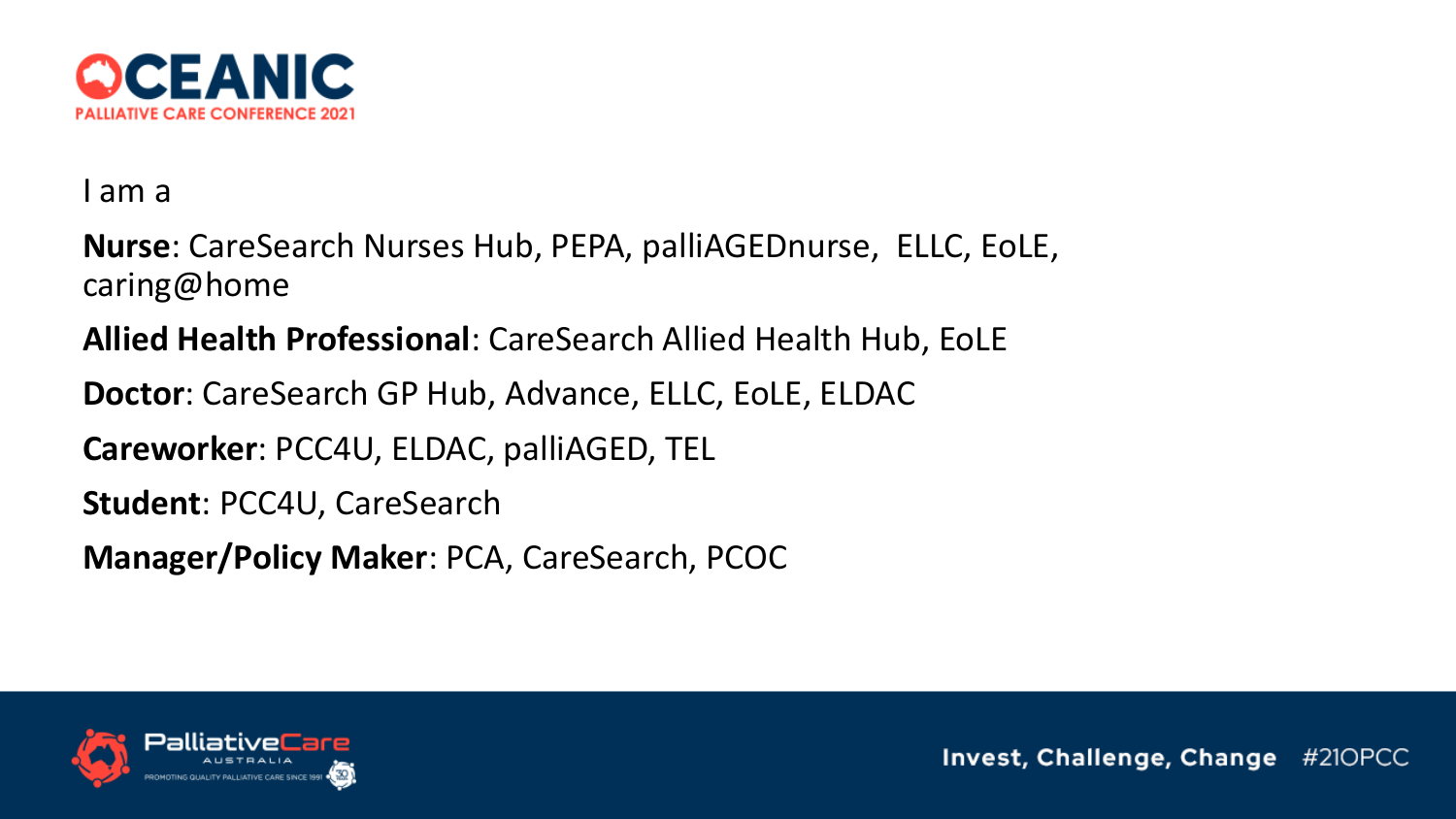I am a

**Nurse**: CareSearch Nurses Hub, PEPA, palliAGEDnurse, ELLC, EoLE, caring@home

**Allied Health Professional**: CareSearch Allied Health Hub, EoLE

**Doctor**: CareSearch GP Hub, Advance, ELLC, EoLE, ELDAC

**Careworker**: PCC4U, ELDAC, palliAGED, TEL

**Student**: PCC4U, CareSearch

**Manager/Policy Maker**: PCA, CareSearch, PCOC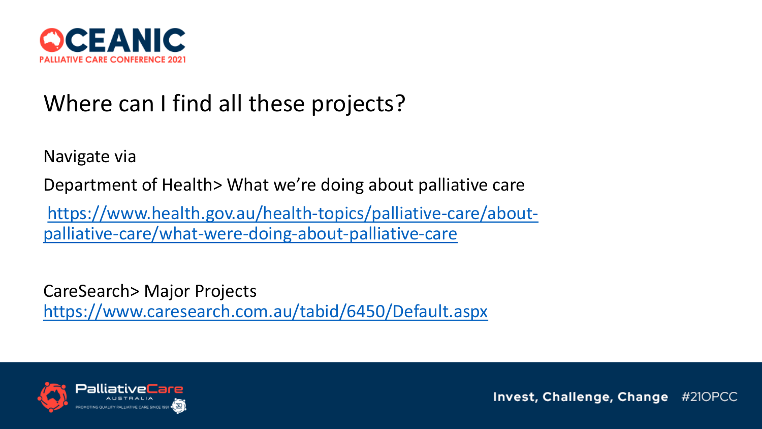# Where can I find all these projects?

Navigate via

Department of Health> What we're doing about palliative care

https://www.health.gov.au/health-topics/palliative-care/about-palliative-care/what-were-doing-about-palliative-care

CareSearch> Major Projects
https://www.caresearch.com.au/tabid/6450/Default.aspx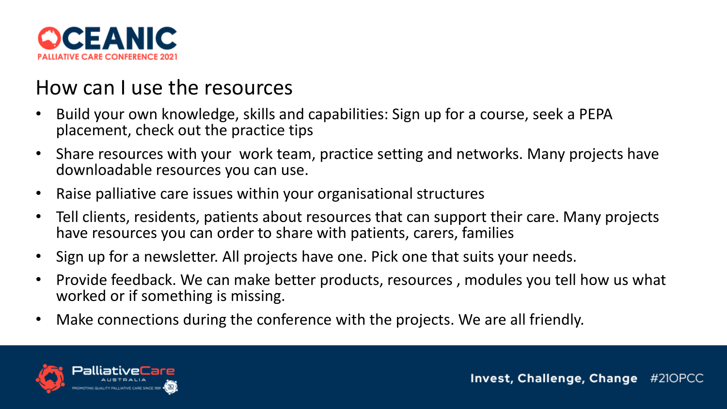## How can I use the resources

- Build your own knowledge, skills and capabilities: Sign up for a course, seek a PEPA placement, check out the practice tips
- Share resources with your work team, practice setting and networks. Many projects have downloadable resources you can use.
- Raise palliative care issues within your organisational structures
- Tell clients, residents, patients about resources that can support their care. Many projects have resources you can order to share with patients, carers, families
- Sign up for a newsletter. All projects have one. Pick one that suits your needs.
- Provide feedback. We can make better products, resources , modules you tell how us what worked or if something is missing.
- Make connections during the conference with the projects. We are all friendly.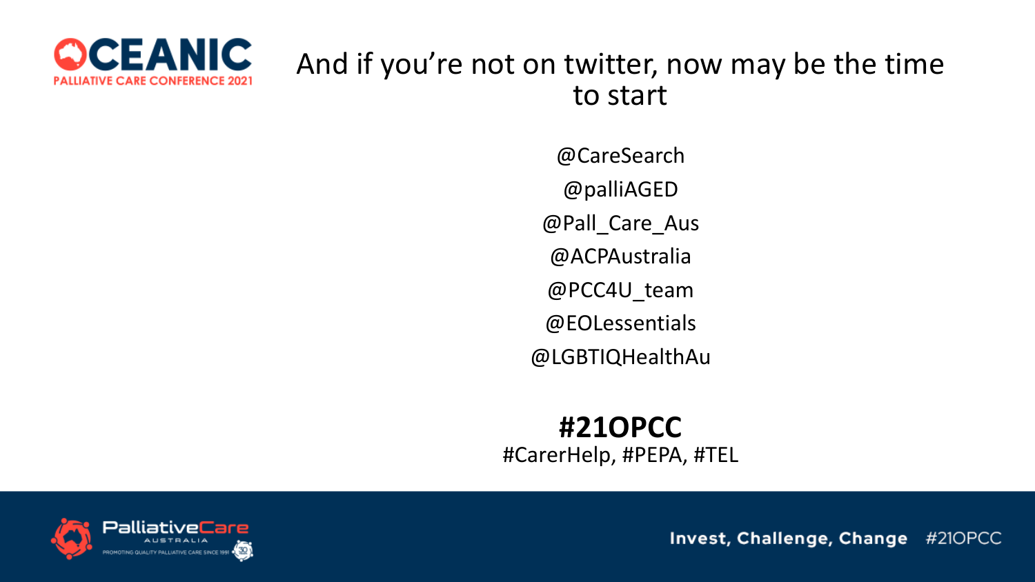# And if you're not on twitter, now may be the time to start

@CareSearch

@palliAGED

@Pall_Care_Aus

@ACPAustralia

@PCC4U_team

@EOLessentials

@LGBTIQHealthAu

**#21OPCC**

#CarerHelp, #PEPA, #TEL